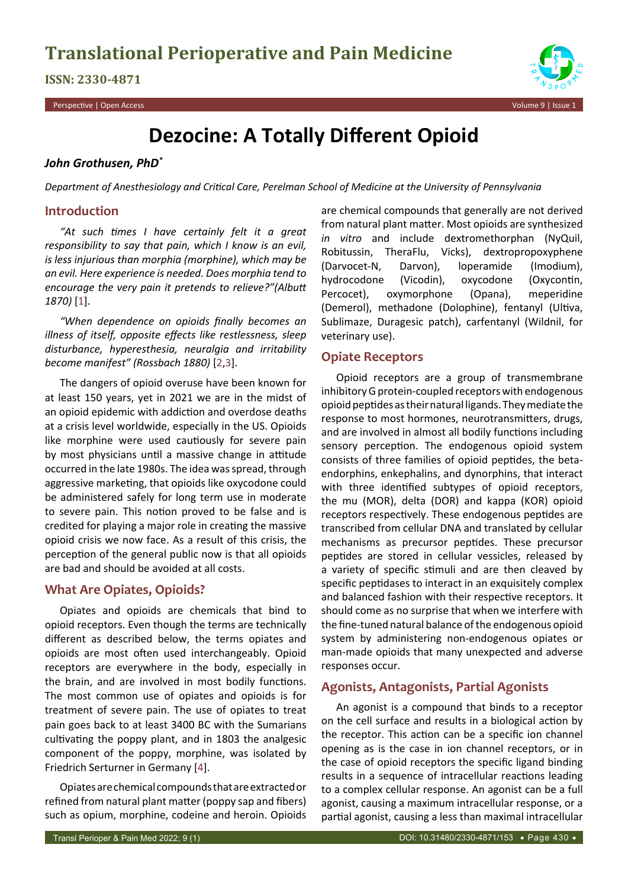# Dezocine: A Totally Different Opioid

***John Grothusen, PhD****

*Department of Anesthesiology and Critical Care, Perelman School of Medicine at the University of Pennsylvania*

## Introduction

*"At such times I have certainly felt it a great responsibility to say that pain, which I know is an evil, is less injurious than morphia (morphine), which may be an evil. Here experience is needed. Does morphia tend to encourage the very pain it pretends to relieve?"(Albutt 1870)* [1].

*"When dependence on opioids finally becomes an illness of itself, opposite effects like restlessness, sleep disturbance, hyperesthesia, neuralgia and irritability become manifest" (Rossbach 1880)* [2,3].

The dangers of opioid overuse have been known for at least 150 years, yet in 2021 we are in the midst of an opioid epidemic with addiction and overdose deaths at a crisis level worldwide, especially in the US. Opioids like morphine were used cautiously for severe pain by most physicians until a massive change in attitude occurred in the late 1980s. The idea was spread, through aggressive marketing, that opioids like oxycodone could be administered safely for long term use in moderate to severe pain. This notion proved to be false and is credited for playing a major role in creating the massive opioid crisis we now face. As a result of this crisis, the perception of the general public now is that all opioids are bad and should be avoided at all costs.

## What Are Opiates, Opioids?

Opiates and opioids are chemicals that bind to opioid receptors. Even though the terms are technically different as described below, the terms opiates and opioids are most often used interchangeably. Opioid receptors are everywhere in the body, especially in the brain, and are involved in most bodily functions. The most common use of opiates and opioids is for treatment of severe pain. The use of opiates to treat pain goes back to at least 3400 BC with the Sumarians cultivating the poppy plant, and in 1803 the analgesic component of the poppy, morphine, was isolated by Friedrich Serturner in Germany [4].

Opiates are chemical compounds that are extracted or refined from natural plant matter (poppy sap and fibers) such as opium, morphine, codeine and heroin. Opioids are chemical compounds that generally are not derived from natural plant matter. Most opioids are synthesized *in vitro* and include dextromethorphan (NyQuil, Robitussin, TheraFlu, Vicks), dextropropoxyphene (Darvocet-N, Darvon), loperamide (Imodium), hydrocodone (Vicodin), oxycodone (Oxycontin, Percocet), oxymorphone (Opana), meperidine (Demerol), methadone (Dolophine), fentanyl (Ultiva, Sublimaze, Duragesic patch), carfentanyl (Wildnil, for veterinary use).

## Opiate Receptors

Opioid receptors are a group of transmembrane inhibitory G protein-coupled receptors with endogenous opioid peptides as their natural ligands. They mediate the response to most hormones, neurotransmitters, drugs, and are involved in almost all bodily functions including sensory perception. The endogenous opioid system consists of three families of opioid peptides, the beta-endorphins, enkephalins, and dynorphins, that interact with three identified subtypes of opioid receptors, the mu (MOR), delta (DOR) and kappa (KOR) opioid receptors respectively. These endogenous peptides are transcribed from cellular DNA and translated by cellular mechanisms as precursor peptides. These precursor peptides are stored in cellular vessicles, released by a variety of specific stimuli and are then cleaved by specific peptidases to interact in an exquisitely complex and balanced fashion with their respective receptors. It should come as no surprise that when we interfere with the fine-tuned natural balance of the endogenous opioid system by administering non-endogenous opiates or man-made opioids that many unexpected and adverse responses occur.

## Agonists, Antagonists, Partial Agonists

An agonist is a compound that binds to a receptor on the cell surface and results in a biological action by the receptor. This action can be a specific ion channel opening as is the case in ion channel receptors, or in the case of opioid receptors the specific ligand binding results in a sequence of intracellular reactions leading to a complex cellular response. An agonist can be a full agonist, causing a maximum intracellular response, or a partial agonist, causing a less than maximal intracellular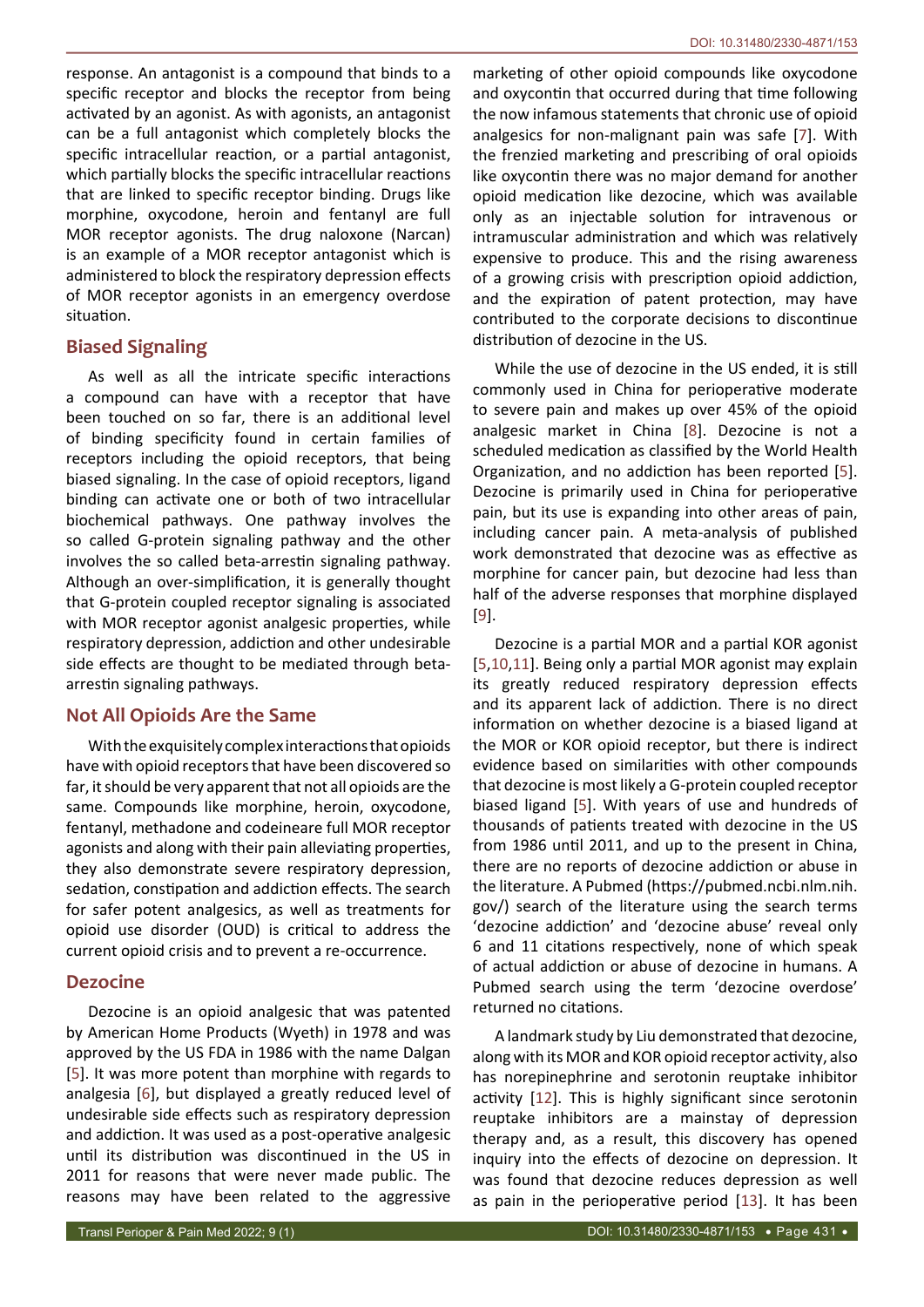response. An antagonist is a compound that binds to a specific receptor and blocks the receptor from being activated by an agonist. As with agonists, an antagonist can be a full antagonist which completely blocks the specific intracellular reaction, or a partial antagonist, which partially blocks the specific intracellular reactions that are linked to specific receptor binding. Drugs like morphine, oxycodone, heroin and fentanyl are full MOR receptor agonists. The drug naloxone (Narcan) is an example of a MOR receptor antagonist which is administered to block the respiratory depression effects of MOR receptor agonists in an emergency overdose situation.

## Biased Signaling

As well as all the intricate specific interactions a compound can have with a receptor that have been touched on so far, there is an additional level of binding specificity found in certain families of receptors including the opioid receptors, that being biased signaling. In the case of opioid receptors, ligand binding can activate one or both of two intracellular biochemical pathways. One pathway involves the so called G-protein signaling pathway and the other involves the so called beta-arrestin signaling pathway. Although an over-simplification, it is generally thought that G-protein coupled receptor signaling is associated with MOR receptor agonist analgesic properties, while respiratory depression, addiction and other undesirable side effects are thought to be mediated through beta-arrestin signaling pathways.

## Not All Opioids Are the Same

With the exquisitely complex interactions that opioids have with opioid receptors that have been discovered so far, it should be very apparent that not all opioids are the same. Compounds like morphine, heroin, oxycodone, fentanyl, methadone and codeineare full MOR receptor agonists and along with their pain alleviating properties, they also demonstrate severe respiratory depression, sedation, constipation and addiction effects. The search for safer potent analgesics, as well as treatments for opioid use disorder (OUD) is critical to address the current opioid crisis and to prevent a re-occurrence.

## Dezocine

Dezocine is an opioid analgesic that was patented by American Home Products (Wyeth) in 1978 and was approved by the US FDA in 1986 with the name Dalgan [5]. It was more potent than morphine with regards to analgesia [6], but displayed a greatly reduced level of undesirable side effects such as respiratory depression and addiction. It was used as a post-operative analgesic until its distribution was discontinued in the US in 2011 for reasons that were never made public. The reasons may have been related to the aggressive marketing of other opioid compounds like oxycodone and oxycontin that occurred during that time following the now infamous statements that chronic use of opioid analgesics for non-malignant pain was safe [7]. With the frenzied marketing and prescribing of oral opioids like oxycontin there was no major demand for another opioid medication like dezocine, which was available only as an injectable solution for intravenous or intramuscular administration and which was relatively expensive to produce. This and the rising awareness of a growing crisis with prescription opioid addiction, and the expiration of patent protection, may have contributed to the corporate decisions to discontinue distribution of dezocine in the US.

While the use of dezocine in the US ended, it is still commonly used in China for perioperative moderate to severe pain and makes up over 45% of the opioid analgesic market in China [8]. Dezocine is not a scheduled medication as classified by the World Health Organization, and no addiction has been reported [5]. Dezocine is primarily used in China for perioperative pain, but its use is expanding into other areas of pain, including cancer pain. A meta-analysis of published work demonstrated that dezocine was as effective as morphine for cancer pain, but dezocine had less than half of the adverse responses that morphine displayed [9].

Dezocine is a partial MOR and a partial KOR agonist [5,10,11]. Being only a partial MOR agonist may explain its greatly reduced respiratory depression effects and its apparent lack of addiction. There is no direct information on whether dezocine is a biased ligand at the MOR or KOR opioid receptor, but there is indirect evidence based on similarities with other compounds that dezocine is most likely a G-protein coupled receptor biased ligand [5]. With years of use and hundreds of thousands of patients treated with dezocine in the US from 1986 until 2011, and up to the present in China, there are no reports of dezocine addiction or abuse in the literature. A Pubmed (https://pubmed.ncbi.nlm.nih.gov/) search of the literature using the search terms 'dezocine addiction' and 'dezocine abuse' reveal only 6 and 11 citations respectively, none of which speak of actual addiction or abuse of dezocine in humans. A Pubmed search using the term 'dezocine overdose' returned no citations.

A landmark study by Liu demonstrated that dezocine, along with its MOR and KOR opioid receptor activity, also has norepinephrine and serotonin reuptake inhibitor activity [12]. This is highly significant since serotonin reuptake inhibitors are a mainstay of depression therapy and, as a result, this discovery has opened inquiry into the effects of dezocine on depression. It was found that dezocine reduces depression as well as pain in the perioperative period [13]. It has been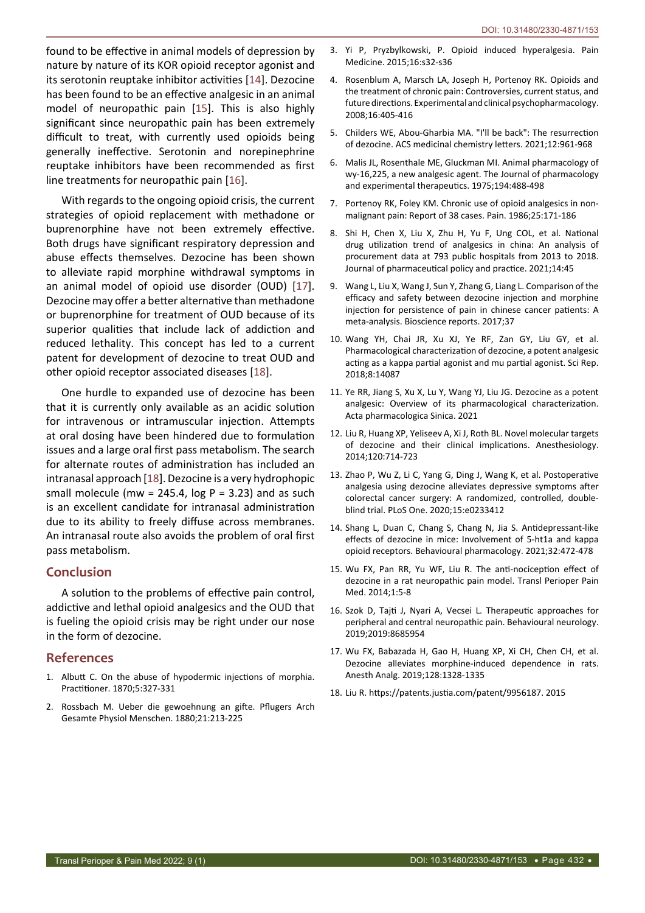found to be effective in animal models of depression by nature by nature of its KOR opioid receptor agonist and its serotonin reuptake inhibitor activities [14]. Dezocine has been found to be an effective analgesic in an animal model of neuropathic pain [15]. This is also highly significant since neuropathic pain has been extremely difficult to treat, with currently used opioids being generally ineffective. Serotonin and norepinephrine reuptake inhibitors have been recommended as first line treatments for neuropathic pain [16].

With regards to the ongoing opioid crisis, the current strategies of opioid replacement with methadone or buprenorphine have not been extremely effective. Both drugs have significant respiratory depression and abuse effects themselves. Dezocine has been shown to alleviate rapid morphine withdrawal symptoms in an animal model of opioid use disorder (OUD) [17]. Dezocine may offer a better alternative than methadone or buprenorphine for treatment of OUD because of its superior qualities that include lack of addiction and reduced lethality. This concept has led to a current patent for development of dezocine to treat OUD and other opioid receptor associated diseases [18].

One hurdle to expanded use of dezocine has been that it is currently only available as an acidic solution for intravenous or intramuscular injection. Attempts at oral dosing have been hindered due to formulation issues and a large oral first pass metabolism. The search for alternate routes of administration has included an intranasal approach [18]. Dezocine is a very hydrophopic small molecule (mw = 245.4, log P = 3.23) and as such is an excellent candidate for intranasal administration due to its ability to freely diffuse across membranes. An intranasal route also avoids the problem of oral first pass metabolism.

## Conclusion

A solution to the problems of effective pain control, addictive and lethal opioid analgesics and the OUD that is fueling the opioid crisis may be right under our nose in the form of dezocine.

## References

1. Albutt C. On the abuse of hypodermic injections of morphia. Practitioner. 1870;5:327-331
2. Rossbach M. Ueber die gewoehnung an gifte. Pflugers Arch Gesamte Physiol Menschen. 1880;21:213-225
3. Yi P, Pryzbylkowski, P. Opioid induced hyperalgesia. Pain Medicine. 2015;16:s32-s36
4. Rosenblum A, Marsch LA, Joseph H, Portenoy RK. Opioids and the treatment of chronic pain: Controversies, current status, and future directions. Experimental and clinical psychopharmacology. 2008;16:405-416
5. Childers WE, Abou-Gharbia MA. "I'll be back": The resurrection of dezocine. ACS medicinal chemistry letters. 2021;12:961-968
6. Malis JL, Rosenthale ME, Gluckman MI. Animal pharmacology of wy-16,225, a new analgesic agent. The Journal of pharmacology and experimental therapeutics. 1975;194:488-498
7. Portenoy RK, Foley KM. Chronic use of opioid analgesics in non-malignant pain: Report of 38 cases. Pain. 1986;25:171-186
8. Shi H, Chen X, Liu X, Zhu H, Yu F, Ung COL, et al. National drug utilization trend of analgesics in china: An analysis of procurement data at 793 public hospitals from 2013 to 2018. Journal of pharmaceutical policy and practice. 2021;14:45
9. Wang L, Liu X, Wang J, Sun Y, Zhang G, Liang L. Comparison of the efficacy and safety between dezocine injection and morphine injection for persistence of pain in chinese cancer patients: A meta-analysis. Bioscience reports. 2017;37
10. Wang YH, Chai JR, Xu XJ, Ye RF, Zan GY, Liu GY, et al. Pharmacological characterization of dezocine, a potent analgesic acting as a kappa partial agonist and mu partial agonist. Sci Rep. 2018;8:14087
11. Ye RR, Jiang S, Xu X, Lu Y, Wang YJ, Liu JG. Dezocine as a potent analgesic: Overview of its pharmacological characterization. Acta pharmacologica Sinica. 2021
12. Liu R, Huang XP, Yeliseev A, Xi J, Roth BL. Novel molecular targets of dezocine and their clinical implications. Anesthesiology. 2014;120:714-723
13. Zhao P, Wu Z, Li C, Yang G, Ding J, Wang K, et al. Postoperative analgesia using dezocine alleviates depressive symptoms after colorectal cancer surgery: A randomized, controlled, double-blind trial. PLoS One. 2020;15:e0233412
14. Shang L, Duan C, Chang S, Chang N, Jia S. Antidepressant-like effects of dezocine in mice: Involvement of 5-ht1a and kappa opioid receptors. Behavioural pharmacology. 2021;32:472-478
15. Wu FX, Pan RR, Yu WF, Liu R. The anti-nociception effect of dezocine in a rat neuropathic pain model. Transl Perioper Pain Med. 2014;1:5-8
16. Szok D, Tajti J, Nyari A, Vecsei L. Therapeutic approaches for peripheral and central neuropathic pain. Behavioural neurology. 2019;2019:8685954
17. Wu FX, Babazada H, Gao H, Huang XP, Xi CH, Chen CH, et al. Dezocine alleviates morphine-induced dependence in rats. Anesth Analg. 2019;128:1328-1335
18. Liu R. https://patents.justia.com/patent/9956187. 2015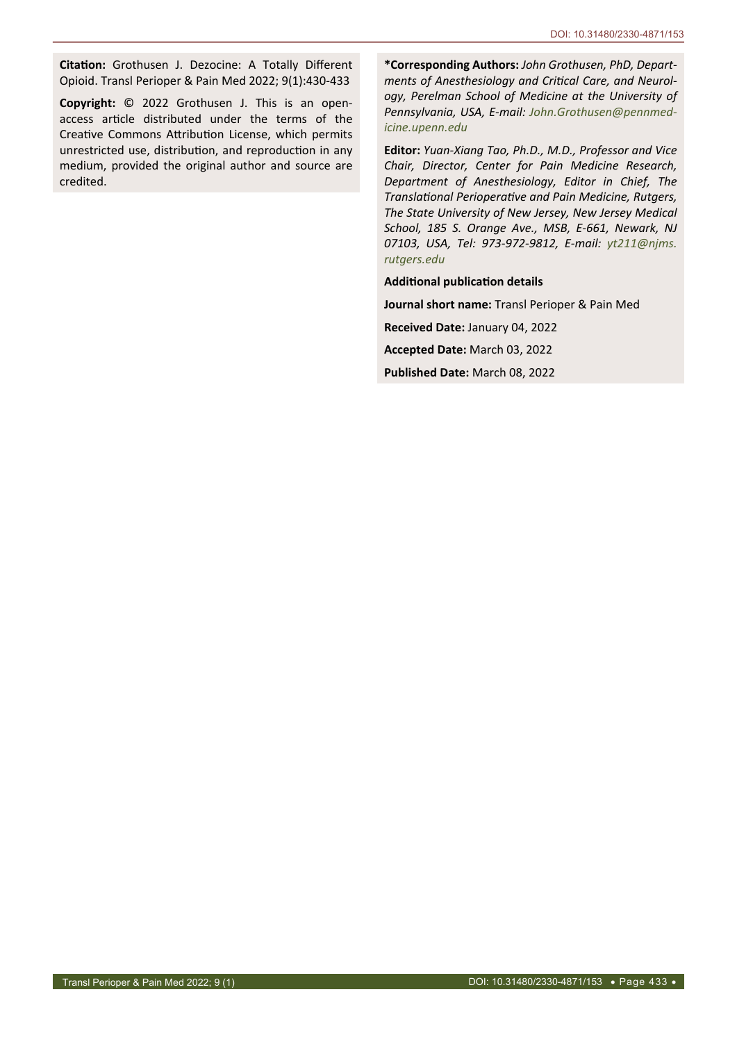**Citation:** Grothusen J. Dezocine: A Totally Different Opioid. Transl Perioper & Pain Med 2022; 9(1):430-433

**Copyright:** © 2022 Grothusen J. This is an open-access article distributed under the terms of the Creative Commons Attribution License, which permits unrestricted use, distribution, and reproduction in any medium, provided the original author and source are credited.

**\*Corresponding Authors:** *John Grothusen, PhD, Departments of Anesthesiology and Critical Care, and Neurology, Perelman School of Medicine at the University of Pennsylvania, USA, E-mail: John.Grothusen@pennmedicine.upenn.edu*

**Editor:** *Yuan-Xiang Tao, Ph.D., M.D., Professor and Vice Chair, Director, Center for Pain Medicine Research, Department of Anesthesiology, Editor in Chief, The Translational Perioperative and Pain Medicine, Rutgers, The State University of New Jersey, New Jersey Medical School, 185 S. Orange Ave., MSB, E-661, Newark, NJ 07103, USA, Tel: 973-972-9812, E-mail: yt211@njms.rutgers.edu*

**Additional publication details**

**Journal short name:** Transl Perioper & Pain Med

**Received Date:** January 04, 2022

**Accepted Date:** March 03, 2022

**Published Date:** March 08, 2022